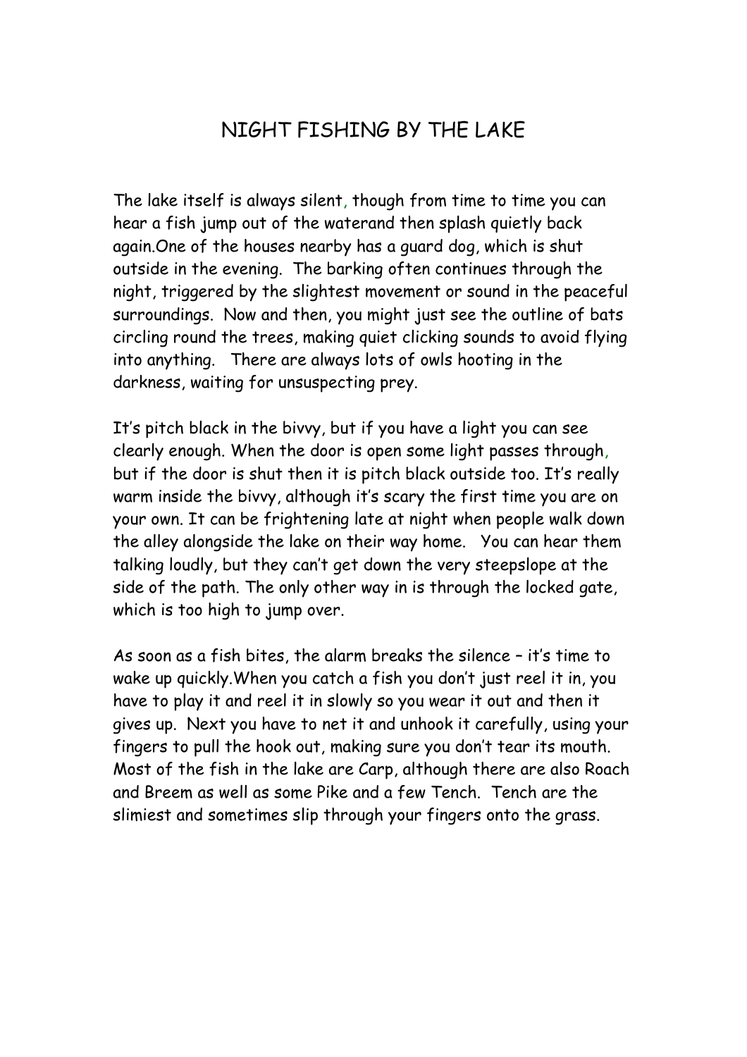# NIGHT FISHING BY THE LAKE

The lake itself is always silent, though from time to time you can hear a fish jump out of the waterand then splash quietly back again.One of the houses nearby has a guard dog, which is shut outside in the evening. The barking often continues through the night, triggered by the slightest movement or sound in the peaceful surroundings. Now and then, you might just see the outline of bats circling round the trees, making quiet clicking sounds to avoid flying into anything. There are always lots of owls hooting in the darkness, waiting for unsuspecting prey.

It's pitch black in the bivvy, but if you have a light you can see clearly enough. When the door is open some light passes through, but if the door is shut then it is pitch black outside too. It's really warm inside the bivvy, although it's scary the first time you are on your own. It can be frightening late at night when people walk down the alley alongside the lake on their way home. You can hear them talking loudly, but they can't get down the very steepslope at the side of the path. The only other way in is through the locked gate, which is too high to jump over.

As soon as a fish bites, the alarm breaks the silence – it's time to wake up quickly.When you catch a fish you don't just reel it in, you have to play it and reel it in slowly so you wear it out and then it gives up. Next you have to net it and unhook it carefully, using your fingers to pull the hook out, making sure you don't tear its mouth. Most of the fish in the lake are Carp, although there are also Roach and Breem as well as some Pike and a few Tench. Tench are the slimiest and sometimes slip through your fingers onto the grass.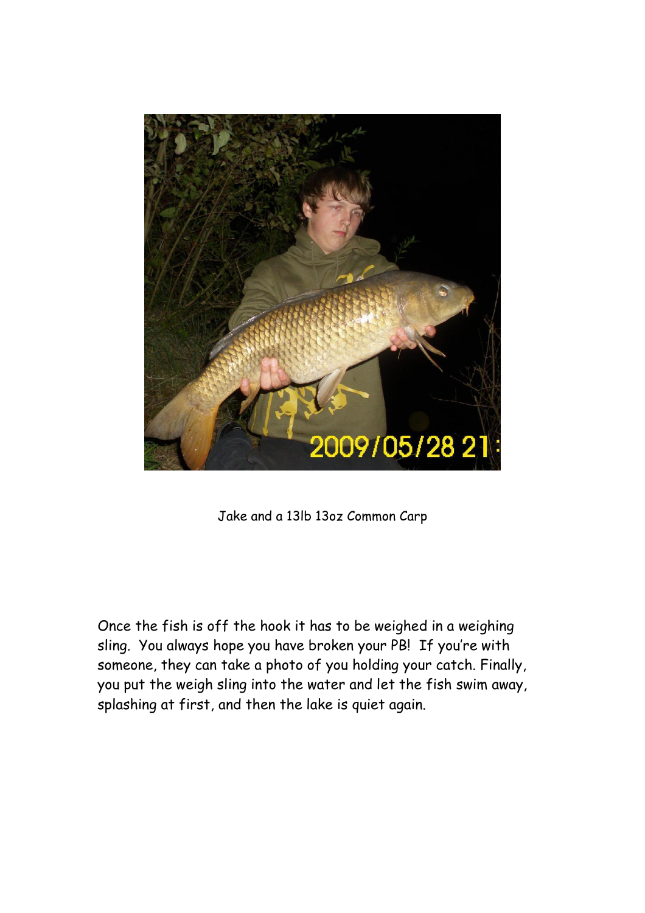Jake and a 13lb 13oz Common Carp

Once the fish is off the hook it has to be weighed in a weighing sling. You always hope you have broken your PB! If you're with someone, they can take a photo of you holding your catch. Finally, you put the weigh sling into the water and let the fish swim away, splashing at first, and then the lake is quiet again.